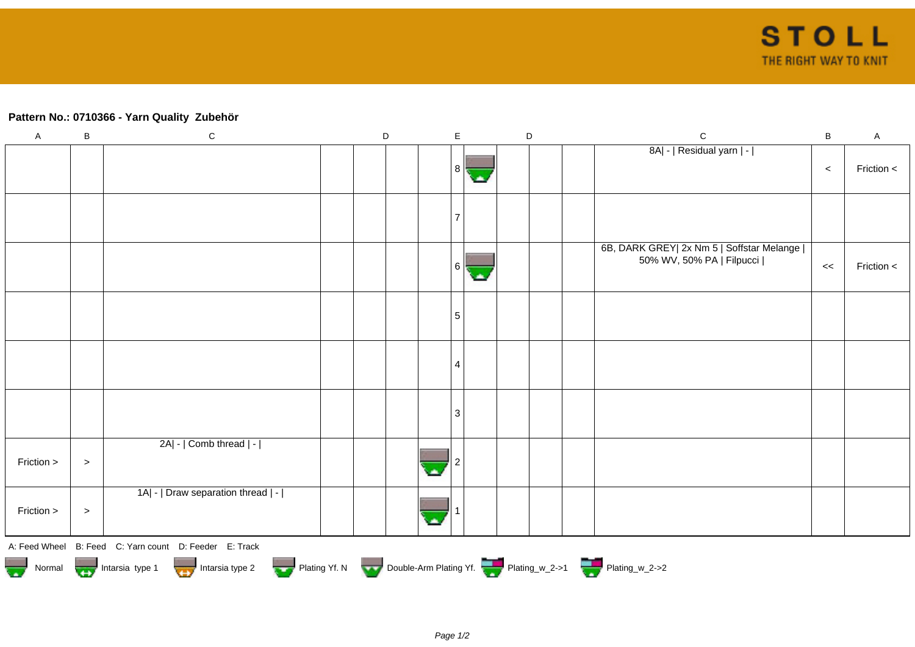**Pattern No.: 0710366 - Yarn Quality Zubehör**

| A | B | C | D | D | D | D | E | D | D | D | C | B | A |
|---|---|---|---|---|---|---|---|---|---|---|---|---|---|
| | | | | | | | 8 | | | | 8A\| - \| Residual yarn \| - \| | < | Friction < |
| | | | | | | | 7 | | | | | | |
| | | | | | | | 6 | | | | 6B, DARK GREY\| 2x Nm 5 \| Soffstar Melange \| 50% WV, 50% PA \| Filpucci \| | << | Friction < |
| | | | | | | | 5 | | | | | | |
| | | | | | | | 4 | | | | | | |
| | | | | | | | 3 | | | | | | |
| Friction > | > | 2A\| - \| Comb thread \| - \| | | | | | 2 | | | | | | |
| Friction > | > | 1A\| - \| Draw separation thread \| - \| | | | | | 1 | | | | | | |

A: Feed Wheel B: Feed C: Yarn count D: Feeder E: Track

Normal Intarsia type 1 Intarsia type 2 Plating Yf. N Double-Arm Plating Yf. Plating_w_2->1 Plating_w_2->2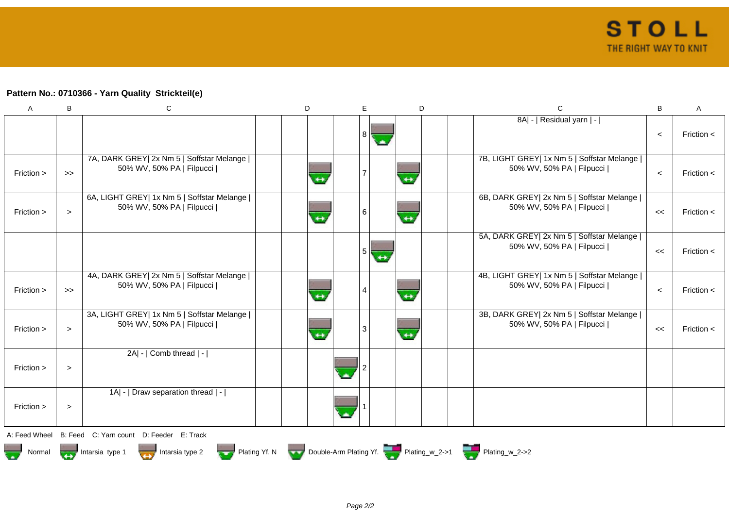**Pattern No.: 0710366 - Yarn Quality Strickteil(e)**

| A | B | C | D | | | | E | D | | | | C | B | A |
|---|---|---|---|---|---|---|---|---|---|---|---|---|---|---|
| | | | | | | | 8 | Normal | | | | 8A\| - \| Residual yarn \| - \| | < | Friction < |
| Friction > | >> | 7A, DARK GREY\| 2x Nm 5 \| Soffstar Melange \| 50% WV, 50% PA \| Filpucci \| | | Intarsia type 1 | | | 7 | | Intarsia type 1 | | | 7B, LIGHT GREY\| 1x Nm 5 \| Soffstar Melange \| 50% WV, 50% PA \| Filpucci \| | < | Friction < |
| Friction > | > | 6A, LIGHT GREY\| 1x Nm 5 \| Soffstar Melange \| 50% WV, 50% PA \| Filpucci \| | | Intarsia type 1 | | | 6 | | Intarsia type 1 | | | 6B, DARK GREY\| 2x Nm 5 \| Soffstar Melange \| 50% WV, 50% PA \| Filpucci \| | << | Friction < |
| | | | | | | | 5 | Intarsia type 1 | | | | 5A, DARK GREY\| 2x Nm 5 \| Soffstar Melange \| 50% WV, 50% PA \| Filpucci \| | << | Friction < |
| Friction > | >> | 4A, DARK GREY\| 2x Nm 5 \| Soffstar Melange \| 50% WV, 50% PA \| Filpucci \| | | Intarsia type 1 | | | 4 | | Intarsia type 1 | | | 4B, LIGHT GREY\| 1x Nm 5 \| Soffstar Melange \| 50% WV, 50% PA \| Filpucci \| | < | Friction < |
| Friction > | > | 3A, LIGHT GREY\| 1x Nm 5 \| Soffstar Melange \| 50% WV, 50% PA \| Filpucci \| | | Intarsia type 1 | | | 3 | | Intarsia type 1 | | | 3B, DARK GREY\| 2x Nm 5 \| Soffstar Melange \| 50% WV, 50% PA \| Filpucci \| | << | Friction < |
| Friction > | > | 2A\| - \| Comb thread \| - \| | | | | Normal | 2 | | | | | | | |
| Friction > | > | 1A\| - \| Draw separation thread \| - \| | | | | Normal | 1 | | | | | | | |

A: Feed Wheel B: Feed C: Yarn count D: Feeder E: Track

Normal  Intarsia type 1  Intarsia type 2  Plating Yf. N  Double-Arm Plating Yf.  Plating_w_2->1  Plating_w_2->2